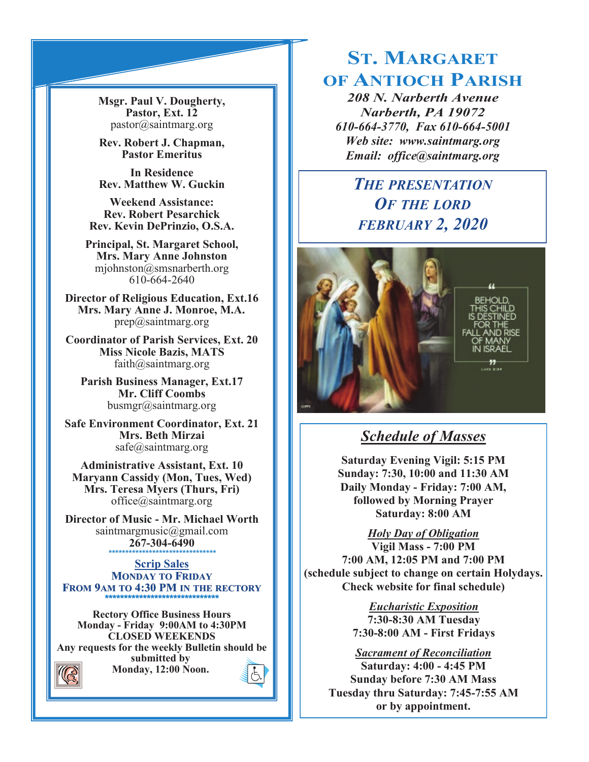# St. Margaret of Antioch Parish

*208 N. Narberth Avenue*
*Narberth, PA 19072*
*610-664-3770, Fax 610-664-5001*
*Web site: www.saintmarg.org*
*Email: office@saintmarg.org*

## *The Presentation of the Lord*
## *February 2, 2020*

## Schedule of Masses

**Saturday Evening Vigil: 5:15 PM**
**Sunday: 7:30, 10:00 and 11:30 AM**
**Daily Monday - Friday: 7:00 AM, followed by Morning Prayer**
**Saturday: 8:00 AM**

***Holy Day of Obligation***
**Vigil Mass - 7:00 PM**
**7:00 AM, 12:05 PM and 7:00 PM**
**(schedule subject to change on certain Holydays. Check website for final schedule)**

***Eucharistic Exposition***
**7:30-8:30 AM Tuesday**
**7:30-8:00 AM - First Fridays**

***Sacrament of Reconciliation***
**Saturday: 4:00 - 4:45 PM**
**Sunday before 7:30 AM Mass**
**Tuesday thru Saturday: 7:45-7:55 AM or by appointment.**

---

**Msgr. Paul V. Dougherty, Pastor, Ext. 12**
pastor@saintmarg.org

**Rev. Robert J. Chapman, Pastor Emeritus**

**In Residence**
**Rev. Matthew W. Guckin**

**Weekend Assistance:**
**Rev. Robert Pesarchick**
**Rev. Kevin DePrinzio, O.S.A.**

**Principal, St. Margaret School, Mrs. Mary Anne Johnston**
mjohnston@smsnarberth.org
610-664-2640

**Director of Religious Education, Ext.16**
**Mrs. Mary Anne J. Monroe, M.A.**
prep@saintmarg.org

**Coordinator of Parish Services, Ext. 20**
**Miss Nicole Bazis, MATS**
faith@saintmarg.org

**Parish Business Manager, Ext.17**
**Mr. Cliff Coombs**
busmgr@saintmarg.org

**Safe Environment Coordinator, Ext. 21**
**Mrs. Beth Mirzai**
safe@saintmarg.org

**Administrative Assistant, Ext. 10**
**Maryann Cassidy (Mon, Tues, Wed)**
**Mrs. Teresa Myers (Thurs, Fri)**
office@saintmarg.org

**Director of Music - Mr. Michael Worth**
saintmargmusic@gmail.com
**267-304-6490**

**Scrip Sales**
**Monday to Friday**
**From 9AM to 4:30 PM in the Rectory**

**Rectory Office Business Hours**
**Monday - Friday 9:00AM to 4:30PM**
**CLOSED WEEKENDS**
**Any requests for the weekly Bulletin should be submitted by Monday, 12:00 Noon.**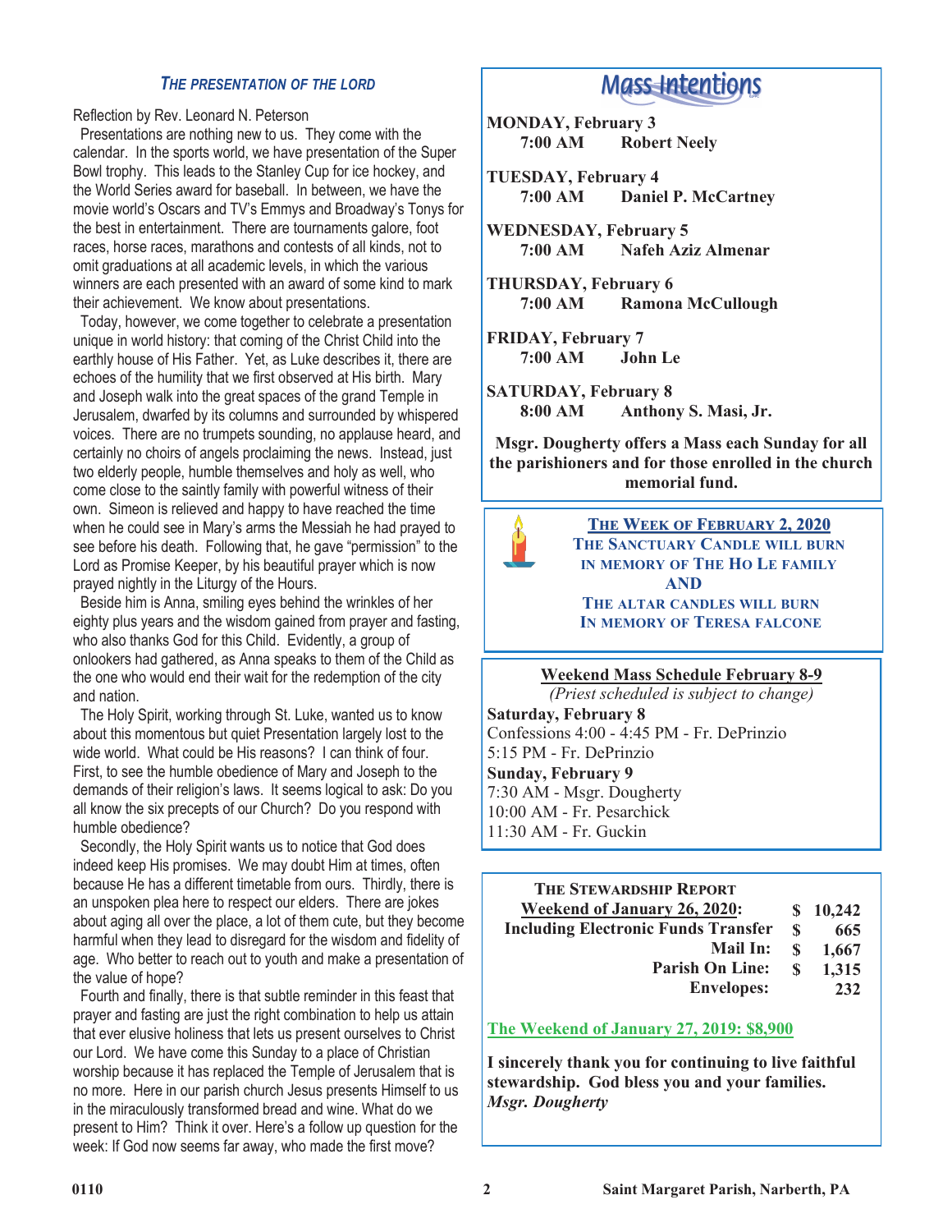## *THE PRESENTATION OF THE LORD*

Reflection by Rev. Leonard N. Peterson

Presentations are nothing new to us. They come with the calendar. In the sports world, we have presentation of the Super Bowl trophy. This leads to the Stanley Cup for ice hockey, and the World Series award for baseball. In between, we have the movie world's Oscars and TV's Emmys and Broadway's Tonys for the best in entertainment. There are tournaments galore, foot races, horse races, marathons and contests of all kinds, not to omit graduations at all academic levels, in which the various winners are each presented with an award of some kind to mark their achievement. We know about presentations.

Today, however, we come together to celebrate a presentation unique in world history: that coming of the Christ Child into the earthly house of His Father. Yet, as Luke describes it, there are echoes of the humility that we first observed at His birth. Mary and Joseph walk into the great spaces of the grand Temple in Jerusalem, dwarfed by its columns and surrounded by whispered voices. There are no trumpets sounding, no applause heard, and certainly no choirs of angels proclaiming the news. Instead, just two elderly people, humble themselves and holy as well, who come close to the saintly family with powerful witness of their own. Simeon is relieved and happy to have reached the time when he could see in Mary's arms the Messiah he had prayed to see before his death. Following that, he gave "permission" to the Lord as Promise Keeper, by his beautiful prayer which is now prayed nightly in the Liturgy of the Hours.

Beside him is Anna, smiling eyes behind the wrinkles of her eighty plus years and the wisdom gained from prayer and fasting, who also thanks God for this Child. Evidently, a group of onlookers had gathered, as Anna speaks to them of the Child as the one who would end their wait for the redemption of the city and nation.

The Holy Spirit, working through St. Luke, wanted us to know about this momentous but quiet Presentation largely lost to the wide world. What could be His reasons? I can think of four. First, to see the humble obedience of Mary and Joseph to the demands of their religion's laws. It seems logical to ask: Do you all know the six precepts of our Church? Do you respond with humble obedience?

Secondly, the Holy Spirit wants us to notice that God does indeed keep His promises. We may doubt Him at times, often because He has a different timetable from ours. Thirdly, there is an unspoken plea here to respect our elders. There are jokes about aging all over the place, a lot of them cute, but they become harmful when they lead to disregard for the wisdom and fidelity of age. Who better to reach out to youth and make a presentation of the value of hope?

Fourth and finally, there is that subtle reminder in this feast that prayer and fasting are just the right combination to help us attain that ever elusive holiness that lets us present ourselves to Christ our Lord. We have come this Sunday to a place of Christian worship because it has replaced the Temple of Jerusalem that is no more. Here in our parish church Jesus presents Himself to us in the miraculously transformed bread and wine. What do we present to Him? Think it over. Here's a follow up question for the week: If God now seems far away, who made the first move?

## Mass Intentions

**MONDAY, February 3**
**7:00 AM Robert Neely**

**TUESDAY, February 4**
**7:00 AM Daniel P. McCartney**

**WEDNESDAY, February 5**
**7:00 AM Nafeh Aziz Almenar**

**THURSDAY, February 6**
**7:00 AM Ramona McCullough**

**FRIDAY, February 7**
**7:00 AM John Le**

**SATURDAY, February 8**
**8:00 AM Anthony S. Masi, Jr.**

**Msgr. Dougherty offers a Mass each Sunday for all the parishioners and for those enrolled in the church memorial fund.**

**THE WEEK OF FEBRUARY 2, 2020**
**THE SANCTUARY CANDLE WILL BURN IN MEMORY OF THE HO LE FAMILY**
**AND**
**THE ALTAR CANDLES WILL BURN IN MEMORY OF TERESA FALCONE**

**Weekend Mass Schedule February 8-9**
*(Priest scheduled is subject to change)*

**Saturday, February 8**
Confessions 4:00 - 4:45 PM - Fr. DePrinzio
5:15 PM - Fr. DePrinzio

**Sunday, February 9**
7:30 AM - Msgr. Dougherty
10:00 AM - Fr. Pesarchick
11:30 AM - Fr. Guckin

**THE STEWARDSHIP REPORT**

| | |
|---|---|
| **Weekend of January 26, 2020:** | **$ 10,242** |
| **Including Electronic Funds Transfer** | **$ 665** |
| **Mail In:** | **$ 1,667** |
| **Parish On Line:** | **$ 1,315** |
| **Envelopes:** | **232** |

**The Weekend of January 27, 2019: $8,900**

**I sincerely thank you for continuing to live faithful stewardship. God bless you and your families.**
***Msgr. Dougherty***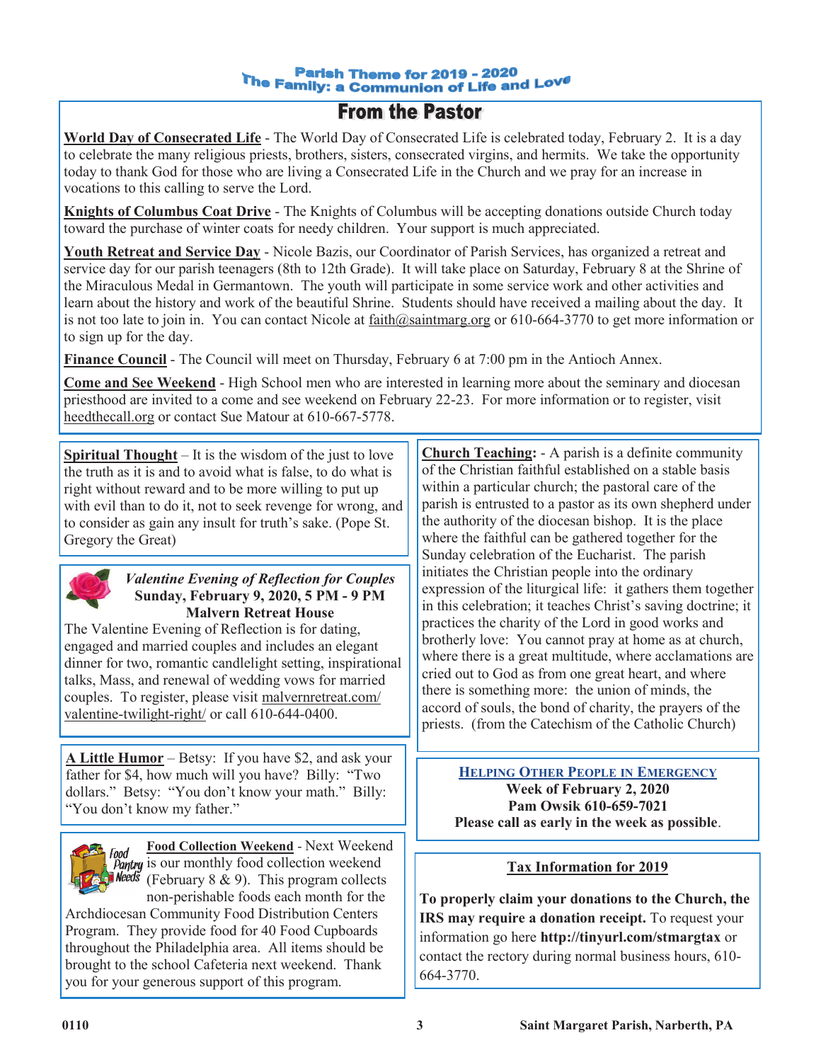Parish Theme for 2019 - 2020
The Family: a Communion of Life and Love

# From the Pastor

**World Day of Consecrated Life** - The World Day of Consecrated Life is celebrated today, February 2. It is a day to celebrate the many religious priests, brothers, sisters, consecrated virgins, and hermits. We take the opportunity today to thank God for those who are living a Consecrated Life in the Church and we pray for an increase in vocations to this calling to serve the Lord.

**Knights of Columbus Coat Drive** - The Knights of Columbus will be accepting donations outside Church today toward the purchase of winter coats for needy children. Your support is much appreciated.

**Youth Retreat and Service Day** - Nicole Bazis, our Coordinator of Parish Services, has organized a retreat and service day for our parish teenagers (8th to 12th Grade). It will take place on Saturday, February 8 at the Shrine of the Miraculous Medal in Germantown. The youth will participate in some service work and other activities and learn about the history and work of the beautiful Shrine. Students should have received a mailing about the day. It is not too late to join in. You can contact Nicole at faith@saintmarg.org or 610-664-3770 to get more information or to sign up for the day.

**Finance Council** - The Council will meet on Thursday, February 6 at 7:00 pm in the Antioch Annex.

**Come and See Weekend** - High School men who are interested in learning more about the seminary and diocesan priesthood are invited to a come and see weekend on February 22-23. For more information or to register, visit heedthecall.org or contact Sue Matour at 610-667-5778.

**Spiritual Thought** – It is the wisdom of the just to love the truth as it is and to avoid what is false, to do what is right without reward and to be more willing to put up with evil than to do it, not to seek revenge for wrong, and to consider as gain any insult for truth's sake. (Pope St. Gregory the Great)

*Valentine Evening of Reflection for Couples*
**Sunday, February 9, 2020, 5 PM - 9 PM**
**Malvern Retreat House**

The Valentine Evening of Reflection is for dating, engaged and married couples and includes an elegant dinner for two, romantic candlelight setting, inspirational talks, Mass, and renewal of wedding vows for married couples. To register, please visit malvernretreat.com/valentine-twilight-right/ or call 610-644-0400.

**A Little Humor** – Betsy: If you have $2, and ask your father for $4, how much will you have? Billy: "Two dollars." Betsy: "You don't know your math." Billy: "You don't know my father."

**Food Collection Weekend** - Next Weekend is our monthly food collection weekend (February 8 & 9). This program collects non-perishable foods each month for the Archdiocesan Community Food Distribution Centers Program. They provide food for 40 Food Cupboards throughout the Philadelphia area. All items should be brought to the school Cafeteria next weekend. Thank you for your generous support of this program.

**Church Teaching:** - A parish is a definite community of the Christian faithful established on a stable basis within a particular church; the pastoral care of the parish is entrusted to a pastor as its own shepherd under the authority of the diocesan bishop. It is the place where the faithful can be gathered together for the Sunday celebration of the Eucharist. The parish initiates the Christian people into the ordinary expression of the liturgical life: it gathers them together in this celebration; it teaches Christ's saving doctrine; it practices the charity of the Lord in good works and brotherly love: You cannot pray at home as at church, where there is a great multitude, where acclamations are cried out to God as from one great heart, and where there is something more: the union of minds, the accord of souls, the bond of charity, the prayers of the priests. (from the Catechism of the Catholic Church)

**HELPING OTHER PEOPLE IN EMERGENCY**
**Week of February 2, 2020**
**Pam Owsik 610-659-7021**
**Please call as early in the week as possible**.

**Tax Information for 2019**

**To properly claim your donations to the Church, the IRS may require a donation receipt.** To request your information go here **http://tinyurl.com/stmargtax** or contact the rectory during normal business hours, 610-664-3770.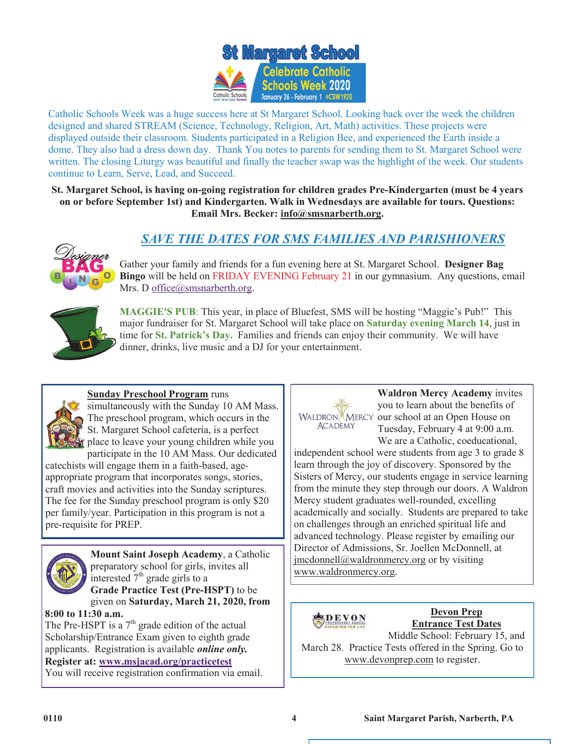# St Margaret School

**Celebrate Catholic Schools Week 2020**
January 26 - February 1 #CSW1920

Catholic Schools Week was a huge success here at St Margaret School. Looking back over the week the children designed and shared STREAM (Science, Technology, Religion, Art, Math) activities. These projects were displayed outside their classroom. Students participated in a Religion Bee, and experienced the Earth inside a dome. They also had a dress down day. Thank You notes to parents for sending them to St. Margaret School were written. The closing Liturgy was beautiful and finally the teacher swap was the highlight of the week. Our students continue to Learn, Serve, Lead, and Succeed.

**St. Margaret School, is having on-going registration for children grades Pre-Kindergarten (must be 4 years on or before September 1st) and Kindergarten. Walk in Wednesdays are available for tours. Questions: Email Mrs. Becker: info@smsnarberth.org.**

## *SAVE THE DATES FOR SMS FAMILIES AND PARISHIONERS*

Gather your family and friends for a fun evening here at St. Margaret School. **Designer Bag Bingo** will be held on FRIDAY EVENING February 21 in our gymnasium. Any questions, email Mrs. D office@smsnarberth.org.

**MAGGIE'S PUB**: This year, in place of Bluefest, SMS will be hosting "Maggie's Pub!" This major fundraiser for St. Margaret School will take place on **Saturday evening March 14**, just in time for **St. Patrick's Day.** Families and friends can enjoy their community. We will have dinner, drinks, live music and a DJ for your entertainment.

**Sunday Preschool Program** runs simultaneously with the Sunday 10 AM Mass. The preschool program, which occurs in the St. Margaret School cafeteria, is a perfect place to leave your young children while you participate in the 10 AM Mass. Our dedicated catechists will engage them in a faith-based, age-appropriate program that incorporates songs, stories, craft movies and activities into the Sunday scriptures. The fee for the Sunday preschool program is only $20 per family/year. Participation in this program is not a pre-requisite for PREP.

**Mount Saint Joseph Academy**, a Catholic preparatory school for girls, invites all interested 7th grade girls to a **Grade Practice Test (Pre-HSPT)** to be given on **Saturday, March 21, 2020, from 8:00 to 11:30 a.m.**
The Pre-HSPT is a 7th grade edition of the actual Scholarship/Entrance Exam given to eighth grade applicants. Registration is available ***online only.***
**Register at: www.msjacad.org/practicetest**
You will receive registration confirmation via email.

**Waldron Mercy Academy** invites you to learn about the benefits of our school at an Open House on Tuesday, February 4 at 9:00 a.m. We are a Catholic, coeducational, independent school were students from age 3 to grade 8 learn through the joy of discovery. Sponsored by the Sisters of Mercy, our students engage in service learning from the minute they step through our doors. A Waldron Mercy student graduates well-rounded, excelling academically and socially. Students are prepared to take on challenges through an enriched spiritual life and advanced technology. Please register by emailing our Director of Admissions, Sr. Joellen McDonnell, at jmcdonnell@waldronmercy.org or by visiting www.waldronmercy.org.

**Devon Prep Entrance Test Dates**
Middle School: February 15, and March 28. Practice Tests offered in the Spring. Go to www.devonprep.com to register.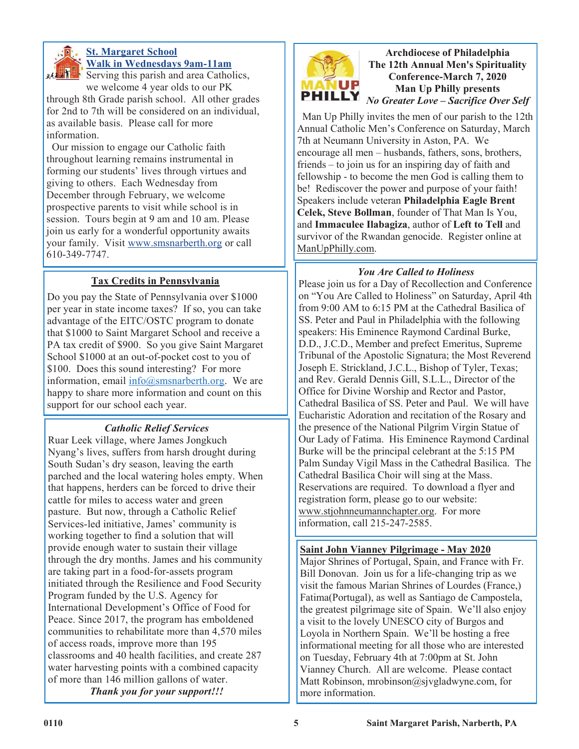## St. Margaret School

## Walk in Wednesdays 9am-11am

Serving this parish and area Catholics, we welcome 4 year olds to our PK through 8th Grade parish school. All other grades for 2nd to 7th will be considered on an individual, as available basis. Please call for more information.

Our mission to engage our Catholic faith throughout learning remains instrumental in forming our students' lives through virtues and giving to others. Each Wednesday from December through February, we welcome prospective parents to visit while school is in session. Tours begin at 9 am and 10 am. Please join us early for a wonderful opportunity awaits your family. Visit www.smsnarberth.org or call 610-349-7747.

## Tax Credits in Pennsylvania

Do you pay the State of Pennsylvania over $1000 per year in state income taxes? If so, you can take advantage of the EITC/OSTC program to donate that $1000 to Saint Margaret School and receive a PA tax credit of $900. So you give Saint Margaret School $1000 at an out-of-pocket cost to you of $100. Does this sound interesting? For more information, email info@smsnarberth.org. We are happy to share more information and count on this support for our school each year.

## *Catholic Relief Services*

Ruar Leek village, where James Jongkuch Nyang's lives, suffers from harsh drought during South Sudan's dry season, leaving the earth parched and the local watering holes empty. When that happens, herders can be forced to drive their cattle for miles to access water and green pasture. But now, through a Catholic Relief Services-led initiative, James' community is working together to find a solution that will provide enough water to sustain their village through the dry months. James and his community are taking part in a food-for-assets program initiated through the Resilience and Food Security Program funded by the U.S. Agency for International Development's Office of Food for Peace. Since 2017, the program has emboldened communities to rehabilitate more than 4,570 miles of access roads, improve more than 195 classrooms and 40 health facilities, and create 287 water harvesting points with a combined capacity of more than 146 million gallons of water.

***Thank you for your support!!!***

## Archdiocese of Philadelphia
## The 12th Annual Men's Spirituality Conference-March 7, 2020
## Man Up Philly presents
### *No Greater Love – Sacrifice Over Self*

Man Up Philly invites the men of our parish to the 12th Annual Catholic Men's Conference on Saturday, March 7th at Neumann University in Aston, PA. We encourage all men – husbands, fathers, sons, brothers, friends – to join us for an inspiring day of faith and fellowship - to become the men God is calling them to be! Rediscover the power and purpose of your faith! Speakers include veteran **Philadelphia Eagle Brent Celek, Steve Bollman**, founder of That Man Is You, and **Immaculee Ilabagiza**, author of **Left to Tell** and survivor of the Rwandan genocide. Register online at ManUpPhilly.com.

## *You Are Called to Holiness*

Please join us for a Day of Recollection and Conference on "You Are Called to Holiness" on Saturday, April 4th from 9:00 AM to 6:15 PM at the Cathedral Basilica of SS. Peter and Paul in Philadelphia with the following speakers: His Eminence Raymond Cardinal Burke, D.D., J.C.D., Member and prefect Emeritus, Supreme Tribunal of the Apostolic Signatura; the Most Reverend Joseph E. Strickland, J.C.L., Bishop of Tyler, Texas; and Rev. Gerald Dennis Gill, S.L.L., Director of the Office for Divine Worship and Rector and Pastor, Cathedral Basilica of SS. Peter and Paul. We will have Eucharistic Adoration and recitation of the Rosary and the presence of the National Pilgrim Virgin Statue of Our Lady of Fatima. His Eminence Raymond Cardinal Burke will be the principal celebrant at the 5:15 PM Palm Sunday Vigil Mass in the Cathedral Basilica. The Cathedral Basilica Choir will sing at the Mass. Reservations are required. To download a flyer and registration form, please go to our website: www.stjohnneumannchapter.org. For more information, call 215-247-2585.

## Saint John Vianney Pilgrimage - May 2020

Major Shrines of Portugal, Spain, and France with Fr. Bill Donovan. Join us for a life-changing trip as we visit the famous Marian Shrines of Lourdes (France,) Fatima(Portugal), as well as Santiago de Campostela, the greatest pilgrimage site of Spain. We'll also enjoy a visit to the lovely UNESCO city of Burgos and Loyola in Northern Spain. We'll be hosting a free informational meeting for all those who are interested on Tuesday, February 4th at 7:00pm at St. John Vianney Church. All are welcome. Please contact Matt Robinson, mrobinson@sjvgladwyne.com, for more information.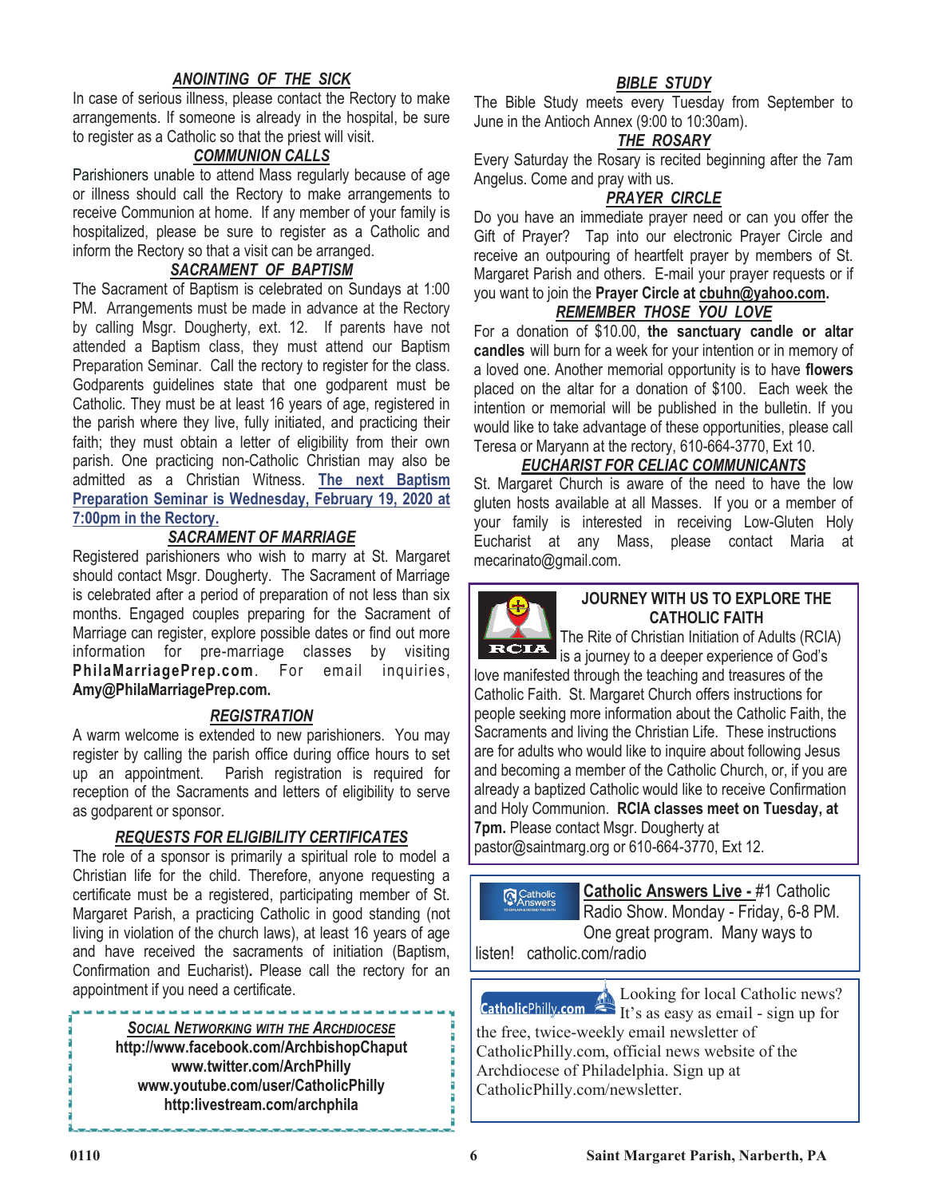### *ANOINTING OF THE SICK*

In case of serious illness, please contact the Rectory to make arrangements. If someone is already in the hospital, be sure to register as a Catholic so that the priest will visit.

### *COMMUNION CALLS*

Parishioners unable to attend Mass regularly because of age or illness should call the Rectory to make arrangements to receive Communion at home. If any member of your family is hospitalized, please be sure to register as a Catholic and inform the Rectory so that a visit can be arranged.

### *SACRAMENT OF BAPTISM*

The Sacrament of Baptism is celebrated on Sundays at 1:00 PM. Arrangements must be made in advance at the Rectory by calling Msgr. Dougherty, ext. 12. If parents have not attended a Baptism class, they must attend our Baptism Preparation Seminar. Call the rectory to register for the class. Godparents guidelines state that one godparent must be Catholic. They must be at least 16 years of age, registered in the parish where they live, fully initiated, and practicing their faith; they must obtain a letter of eligibility from their own parish. One practicing non-Catholic Christian may also be admitted as a Christian Witness. **The next Baptism Preparation Seminar is Wednesday, February 19, 2020 at 7:00pm in the Rectory.**

### *SACRAMENT OF MARRIAGE*

Registered parishioners who wish to marry at St. Margaret should contact Msgr. Dougherty. The Sacrament of Marriage is celebrated after a period of preparation of not less than six months. Engaged couples preparing for the Sacrament of Marriage can register, explore possible dates or find out more information for pre-marriage classes by visiting **PhilaMarriagePrep.com**. For email inquiries, **Amy@PhilaMarriagePrep.com.**

### *REGISTRATION*

A warm welcome is extended to new parishioners. You may register by calling the parish office during office hours to set up an appointment. Parish registration is required for reception of the Sacraments and letters of eligibility to serve as godparent or sponsor.

### *REQUESTS FOR ELIGIBILITY CERTIFICATES*

The role of a sponsor is primarily a spiritual role to model a Christian life for the child. Therefore, anyone requesting a certificate must be a registered, participating member of St. Margaret Parish, a practicing Catholic in good standing (not living in violation of the church laws), at least 16 years of age and have received the sacraments of initiation (Baptism, Confirmation and Eucharist). Please call the rectory for an appointment if you need a certificate.

### *SOCIAL NETWORKING WITH THE ARCHDIOCESE*

**http://www.facebook.com/ArchbishopChaput**
**www.twitter.com/ArchPhilly**
**www.youtube.com/user/CatholicPhilly**
**http:livestream.com/archphila**

### *BIBLE STUDY*

The Bible Study meets every Tuesday from September to June in the Antioch Annex (9:00 to 10:30am).

### *THE ROSARY*

Every Saturday the Rosary is recited beginning after the 7am Angelus. Come and pray with us.

### *PRAYER CIRCLE*

Do you have an immediate prayer need or can you offer the Gift of Prayer? Tap into our electronic Prayer Circle and receive an outpouring of heartfelt prayer by members of St. Margaret Parish and others. E-mail your prayer requests or if you want to join the **Prayer Circle at cbuhn@yahoo.com.**

### *REMEMBER THOSE YOU LOVE*

For a donation of $10.00, **the sanctuary candle or altar candles** will burn for a week for your intention or in memory of a loved one. Another memorial opportunity is to have **flowers** placed on the altar for a donation of $100. Each week the intention or memorial will be published in the bulletin. If you would like to take advantage of these opportunities, please call Teresa or Maryann at the rectory, 610-664-3770, Ext 10.

### *EUCHARIST FOR CELIAC COMMUNICANTS*

St. Margaret Church is aware of the need to have the low gluten hosts available at all Masses. If you or a member of your family is interested in receiving Low-Gluten Holy Eucharist at any Mass, please contact Maria at mecarinato@gmail.com.

### JOURNEY WITH US TO EXPLORE THE CATHOLIC FAITH

RCIA

The Rite of Christian Initiation of Adults (RCIA) is a journey to a deeper experience of God's love manifested through the teaching and treasures of the Catholic Faith. St. Margaret Church offers instructions for people seeking more information about the Catholic Faith, the Sacraments and living the Christian Life. These instructions are for adults who would like to inquire about following Jesus and becoming a member of the Catholic Church, or, if you are already a baptized Catholic would like to receive Confirmation and Holy Communion. **RCIA classes meet on Tuesday, at 7pm.** Please contact Msgr. Dougherty at pastor@saintmarg.org or 610-664-3770, Ext 12.

**Catholic Answers Live -** #1 Catholic Radio Show. Monday - Friday, 6-8 PM. One great program. Many ways to listen! catholic.com/radio

CatholicPhilly.com

Looking for local Catholic news? It's as easy as email - sign up for the free, twice-weekly email newsletter of CatholicPhilly.com, official news website of the Archdiocese of Philadelphia. Sign up at CatholicPhilly.com/newsletter.

0110 Saint Margaret Parish, Narberth, PA